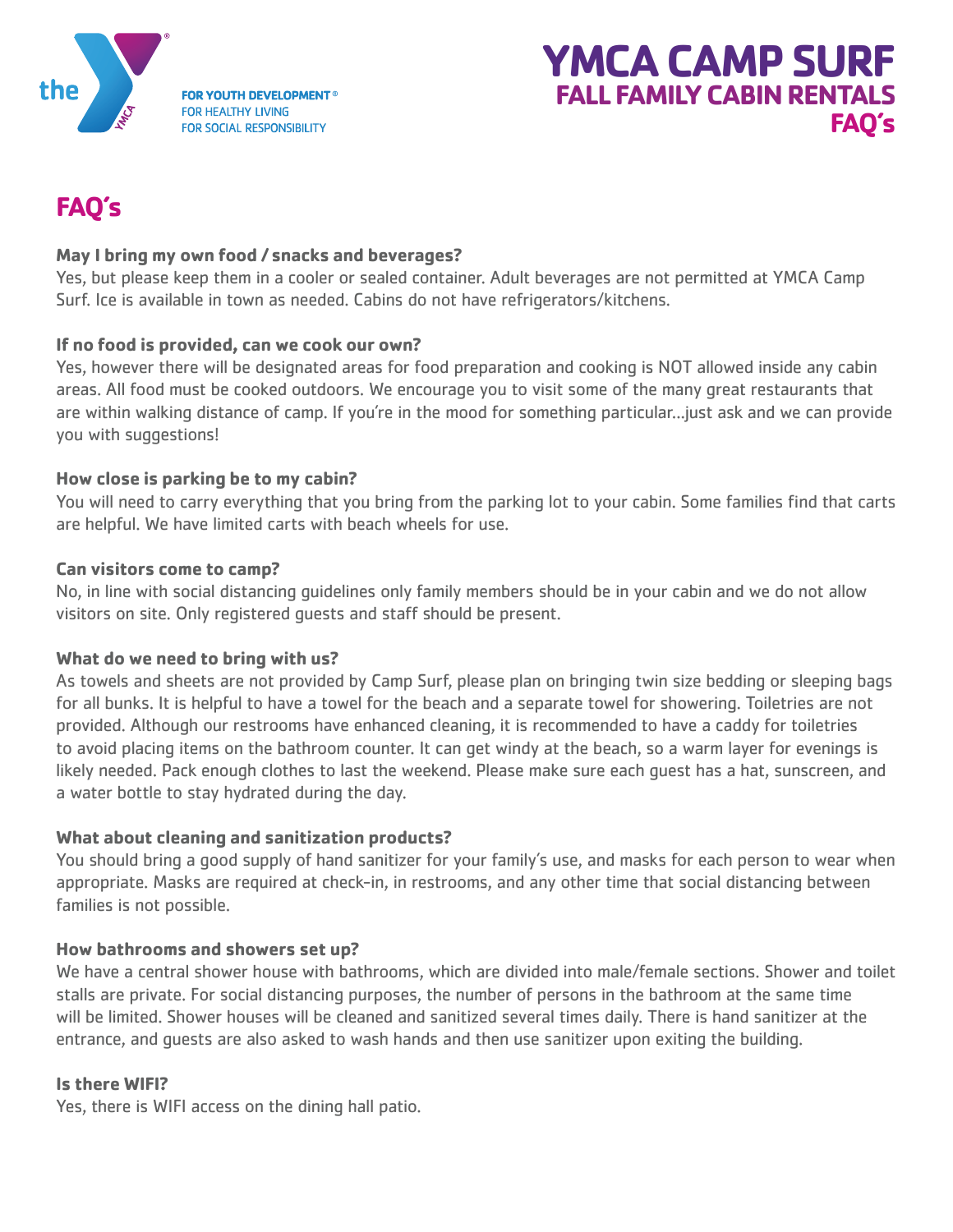the YMCA

FOR YOUTH DEVELOPMENT®
FOR HEALTHY LIVING
FOR SOCIAL RESPONSIBILITY

# YMCA CAMP SURF
## FALL FAMILY CABIN RENTALS
## FAQ's

## FAQ's

**May I bring my own food / snacks and beverages?**
Yes, but please keep them in a cooler or sealed container. Adult beverages are not permitted at YMCA Camp Surf. Ice is available in town as needed. Cabins do not have refrigerators/kitchens.

**If no food is provided, can we cook our own?**
Yes, however there will be designated areas for food preparation and cooking is NOT allowed inside any cabin areas. All food must be cooked outdoors. We encourage you to visit some of the many great restaurants that are within walking distance of camp. If you're in the mood for something particular…just ask and we can provide you with suggestions!

**How close is parking be to my cabin?**
You will need to carry everything that you bring from the parking lot to your cabin. Some families find that carts are helpful. We have limited carts with beach wheels for use.

**Can visitors come to camp?**
No, in line with social distancing guidelines only family members should be in your cabin and we do not allow visitors on site. Only registered guests and staff should be present.

**What do we need to bring with us?**
As towels and sheets are not provided by Camp Surf, please plan on bringing twin size bedding or sleeping bags for all bunks. It is helpful to have a towel for the beach and a separate towel for showering. Toiletries are not provided. Although our restrooms have enhanced cleaning, it is recommended to have a caddy for toiletries to avoid placing items on the bathroom counter. It can get windy at the beach, so a warm layer for evenings is likely needed. Pack enough clothes to last the weekend. Please make sure each guest has a hat, sunscreen, and a water bottle to stay hydrated during the day.

**What about cleaning and sanitization products?**
You should bring a good supply of hand sanitizer for your family's use, and masks for each person to wear when appropriate. Masks are required at check-in, in restrooms, and any other time that social distancing between families is not possible.

**How bathrooms and showers set up?**
We have a central shower house with bathrooms, which are divided into male/female sections. Shower and toilet stalls are private. For social distancing purposes, the number of persons in the bathroom at the same time will be limited. Shower houses will be cleaned and sanitized several times daily. There is hand sanitizer at the entrance, and guests are also asked to wash hands and then use sanitizer upon exiting the building.

**Is there WIFI?**
Yes, there is WIFI access on the dining hall patio.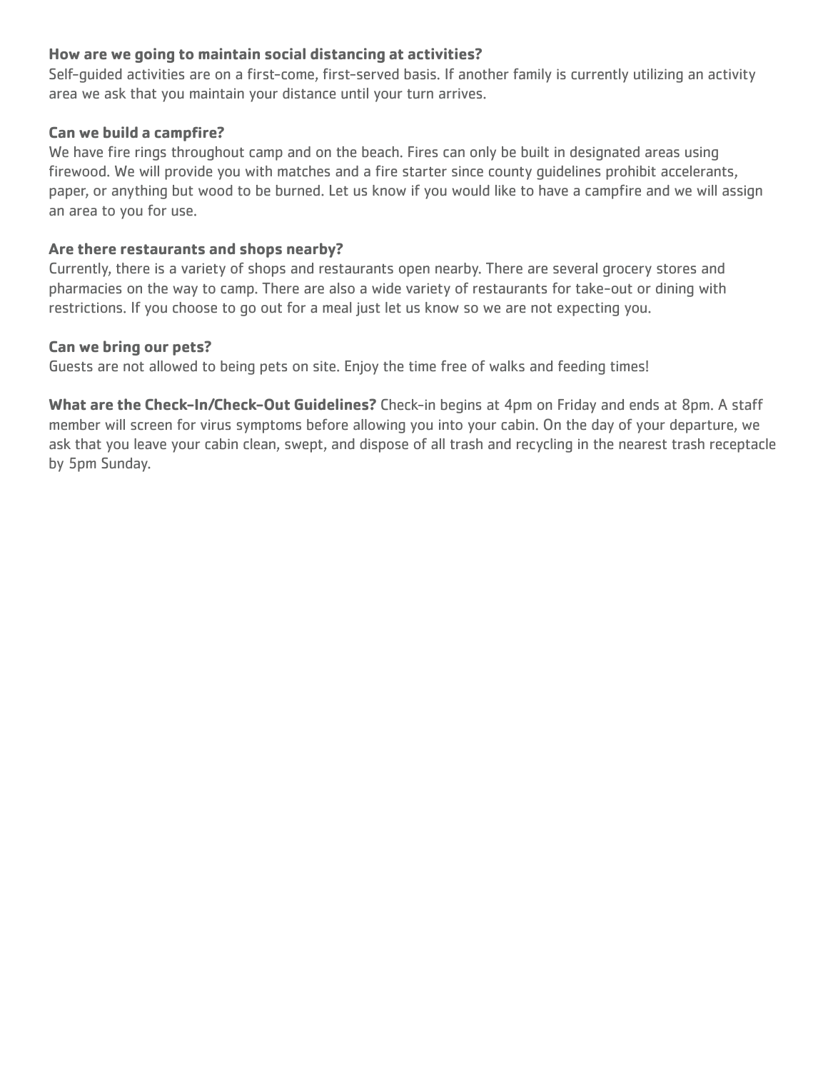**How are we going to maintain social distancing at activities?**
Self-guided activities are on a first-come, first-served basis. If another family is currently utilizing an activity area we ask that you maintain your distance until your turn arrives.

**Can we build a campfire?**
We have fire rings throughout camp and on the beach. Fires can only be built in designated areas using firewood. We will provide you with matches and a fire starter since county guidelines prohibit accelerants, paper, or anything but wood to be burned. Let us know if you would like to have a campfire and we will assign an area to you for use.

**Are there restaurants and shops nearby?**
Currently, there is a variety of shops and restaurants open nearby. There are several grocery stores and pharmacies on the way to camp. There are also a wide variety of restaurants for take-out or dining with restrictions. If you choose to go out for a meal just let us know so we are not expecting you.

**Can we bring our pets?**
Guests are not allowed to being pets on site. Enjoy the time free of walks and feeding times!

**What are the Check-In/Check-Out Guidelines?** Check-in begins at 4pm on Friday and ends at 8pm. A staff member will screen for virus symptoms before allowing you into your cabin. On the day of your departure, we ask that you leave your cabin clean, swept, and dispose of all trash and recycling in the nearest trash receptacle by 5pm Sunday.